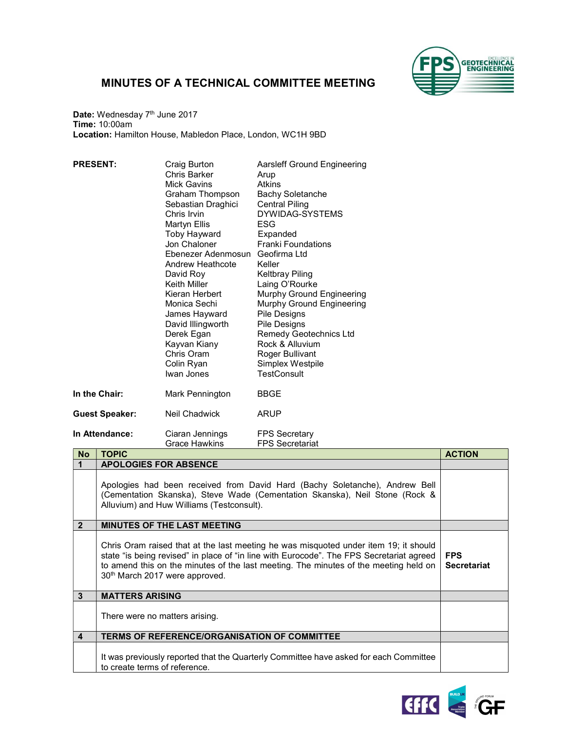# MINUTES OF A TECHNICAL COMMITTEE MEETING

**Date:** Wednesday 7th June 2017
**Time:** 10:00am
**Location:** Hamilton House, Mabledon Place, London, WC1H 9BD

| | | |
|---|---|---|
| **PRESENT:** | Craig Burton | Aarsleff Ground Engineering |
| | Chris Barker | Arup |
| | Mick Gavins | Atkins |
| | Graham Thompson | Bachy Soletanche |
| | Sebastian Draghici | Central Piling |
| | Chris Irvin | DYWIDAG-SYSTEMS |
| | Martyn Ellis | ESG |
| | Toby Hayward | Expanded |
| | Jon Chaloner | Franki Foundations |
| | Ebenezer Adenmosun | Geofirma Ltd |
| | Andrew Heathcote | Keller |
| | David Roy | Keltbray Piling |
| | Keith Miller | Laing O'Rourke |
| | Kieran Herbert | Murphy Ground Engineering |
| | Monica Sechi | Murphy Ground Engineering |
| | James Hayward | Pile Designs |
| | David Illingworth | Pile Designs |
| | Derek Egan | Remedy Geotechnics Ltd |
| | Kayvan Kiany | Rock & Alluvium |
| | Chris Oram | Roger Bullivant |
| | Colin Ryan | Simplex Westpile |
| | Iwan Jones | TestConsult |
| **In the Chair:** | Mark Pennington | BBGE |
| **Guest Speaker:** | Neil Chadwick | ARUP |
| **In Attendance:** | Ciaran Jennings | FPS Secretary |
| | Grace Hawkins | FPS Secretariat |

| No | TOPIC | ACTION |
|---|---|---|
| **1** | **APOLOGIES FOR ABSENCE** | |
| | Apologies had been received from David Hard (Bachy Soletanche), Andrew Bell (Cementation Skanska), Steve Wade (Cementation Skanska), Neil Stone (Rock & Alluvium) and Huw Williams (Testconsult). | |
| **2** | **MINUTES OF THE LAST MEETING** | |
| | Chris Oram raised that at the last meeting he was misquoted under item 19; it should state "is being revised" in place of "in line with Eurocode". The FPS Secretariat agreed to amend this on the minutes of the last meeting. The minutes of the meeting held on 30th March 2017 were approved. | **FPS Secretariat** |
| **3** | **MATTERS ARISING** | |
| | There were no matters arising. | |
| **4** | **TERMS OF REFERENCE/ORGANISATION OF COMMITTEE** | |
| | It was previously reported that the Quarterly Committee have asked for each Committee to create terms of reference. | |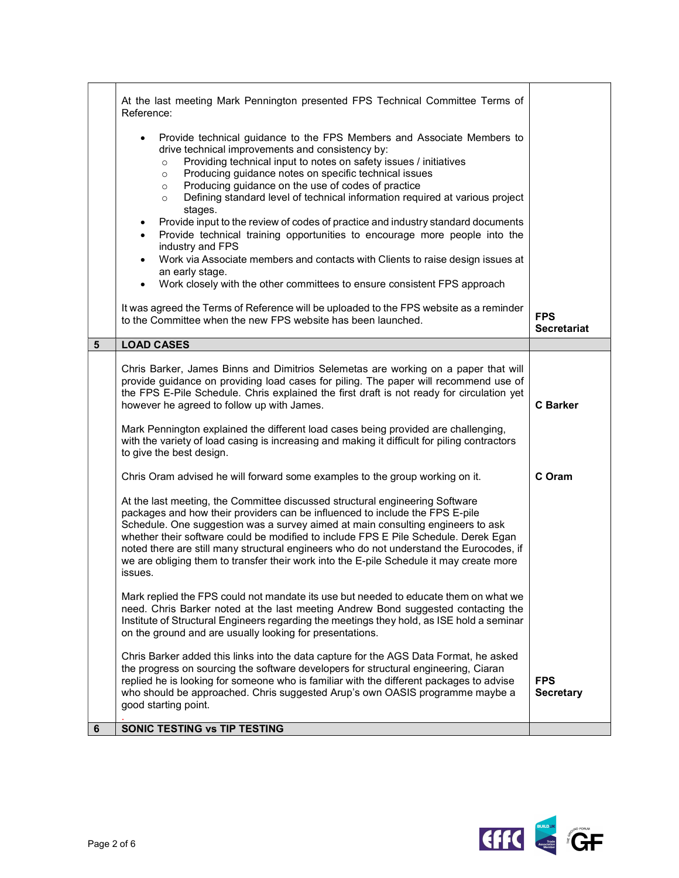| | | |
|---|---|---|
| | At the last meeting Mark Pennington presented FPS Technical Committee Terms of Reference:<br><br>• Provide technical guidance to the FPS Members and Associate Members to drive technical improvements and consistency by:<br>  ○ Providing technical input to notes on safety issues / initiatives<br>  ○ Producing guidance notes on specific technical issues<br>  ○ Producing guidance on the use of codes of practice<br>  ○ Defining standard level of technical information required at various project stages.<br>• Provide input to the review of codes of practice and industry standard documents<br>• Provide technical training opportunities to encourage more people into the industry and FPS<br>• Work via Associate members and contacts with Clients to raise design issues at an early stage.<br>• Work closely with the other committees to ensure consistent FPS approach<br><br>It was agreed the Terms of Reference will be uploaded to the FPS website as a reminder to the Committee when the new FPS website has been launched. | **FPS Secretariat** |
| **5** | **LOAD CASES** | |
| | Chris Barker, James Binns and Dimitrios Selemetas are working on a paper that will provide guidance on providing load cases for piling. The paper will recommend use of the FPS E-Pile Schedule. Chris explained the first draft is not ready for circulation yet however he agreed to follow up with James. | **C Barker** |
| | Mark Pennington explained the different load cases being provided are challenging, with the variety of load casing is increasing and making it difficult for piling contractors to give the best design. | |
| | Chris Oram advised he will forward some examples to the group working on it. | **C Oram** |
| | At the last meeting, the Committee discussed structural engineering Software packages and how their providers can be influenced to include the FPS E-pile Schedule. One suggestion was a survey aimed at main consulting engineers to ask whether their software could be modified to include FPS E Pile Schedule. Derek Egan noted there are still many structural engineers who do not understand the Eurocodes, if we are obliging them to transfer their work into the E-pile Schedule it may create more issues.<br><br>Mark replied the FPS could not mandate its use but needed to educate them on what we need. Chris Barker noted at the last meeting Andrew Bond suggested contacting the Institute of Structural Engineers regarding the meetings they hold, as ISE hold a seminar on the ground and are usually looking for presentations.<br><br>Chris Barker added this links into the data capture for the AGS Data Format, he asked the progress on sourcing the software developers for structural engineering, Ciaran replied he is looking for someone who is familiar with the different packages to advise who should be approached. Chris suggested Arup's own OASIS programme maybe a good starting point. | **FPS Secretary** |
| **6** | **SONIC TESTING vs TIP TESTING** | |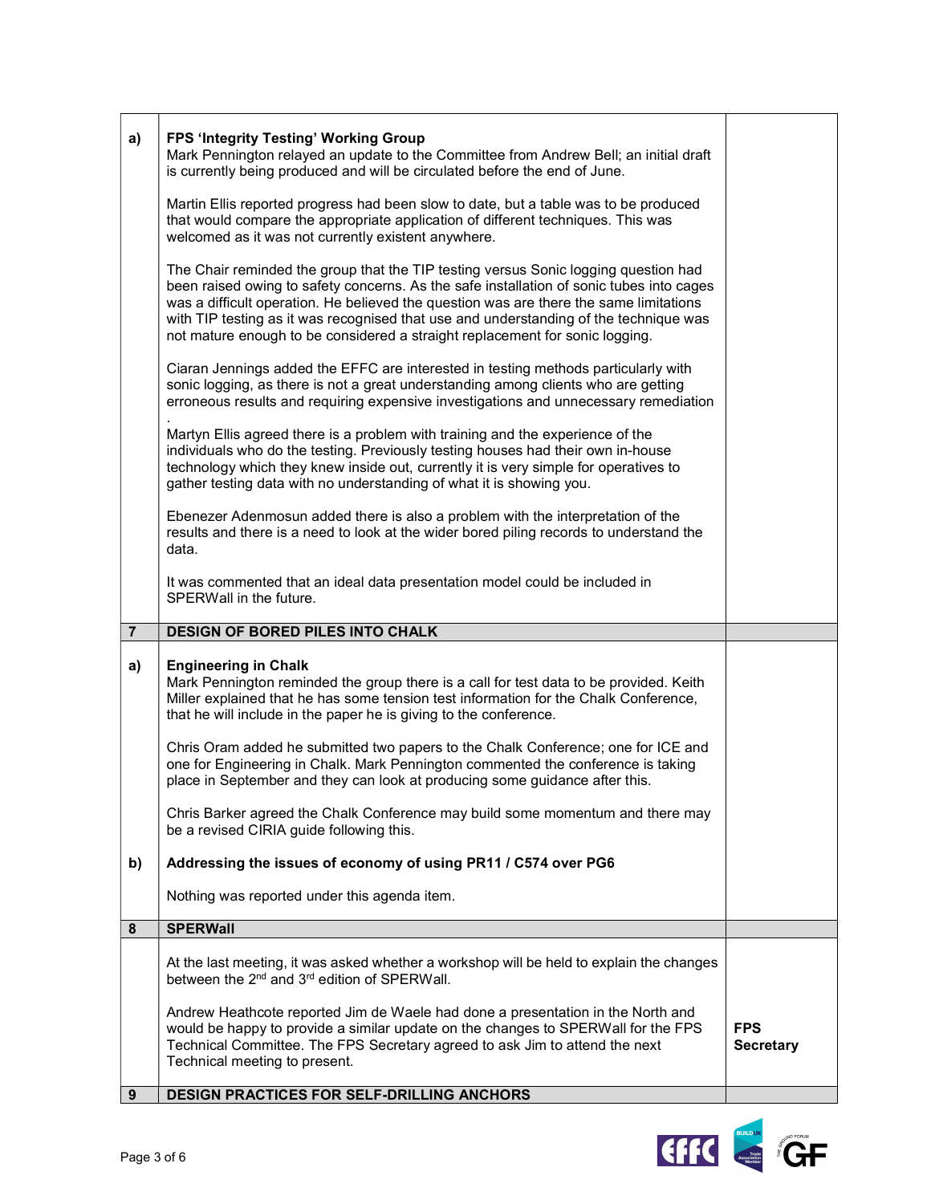| | | |
|---|---|---|
| a) | **FPS 'Integrity Testing' Working Group**<br>Mark Pennington relayed an update to the Committee from Andrew Bell; an initial draft is currently being produced and will be circulated before the end of June.<br><br>Martin Ellis reported progress had been slow to date, but a table was to be produced that would compare the appropriate application of different techniques. This was welcomed as it was not currently existent anywhere.<br><br>The Chair reminded the group that the TIP testing versus Sonic logging question had been raised owing to safety concerns. As the safe installation of sonic tubes into cages was a difficult operation. He believed the question was are there the same limitations with TIP testing as it was recognised that use and understanding of the technique was not mature enough to be considered a straight replacement for sonic logging.<br><br>Ciaran Jennings added the EFFC are interested in testing methods particularly with sonic logging, as there is not a great understanding among clients who are getting erroneous results and requiring expensive investigations and unnecessary remediation .<br>Martyn Ellis agreed there is a problem with training and the experience of the individuals who do the testing. Previously testing houses had their own in-house technology which they knew inside out, currently it is very simple for operatives to gather testing data with no understanding of what it is showing you.<br><br>Ebenezer Adenmosun added there is also a problem with the interpretation of the results and there is a need to look at the wider bored piling records to understand the data.<br><br>It was commented that an ideal data presentation model could be included in SPERWall in the future. | |
| **7** | **DESIGN OF BORED PILES INTO CHALK** | |
| a) | **Engineering in Chalk**<br>Mark Pennington reminded the group there is a call for test data to be provided. Keith Miller explained that he has some tension test information for the Chalk Conference, that he will include in the paper he is giving to the conference.<br><br>Chris Oram added he submitted two papers to the Chalk Conference; one for ICE and one for Engineering in Chalk. Mark Pennington commented the conference is taking place in September and they can look at producing some guidance after this.<br><br>Chris Barker agreed the Chalk Conference may build some momentum and there may be a revised CIRIA guide following this. | |
| b) | **Addressing the issues of economy of using PR11 / C574 over PG6**<br><br>Nothing was reported under this agenda item. | |
| **8** | **SPERWall** | |
| | At the last meeting, it was asked whether a workshop will be held to explain the changes between the 2nd and 3rd edition of SPERWall.<br><br>Andrew Heathcote reported Jim de Waele had done a presentation in the North and would be happy to provide a similar update on the changes to SPERWall for the FPS Technical Committee. The FPS Secretary agreed to ask Jim to attend the next Technical meeting to present. | **FPS Secretary** |
| **9** | **DESIGN PRACTICES FOR SELF-DRILLING ANCHORS** | |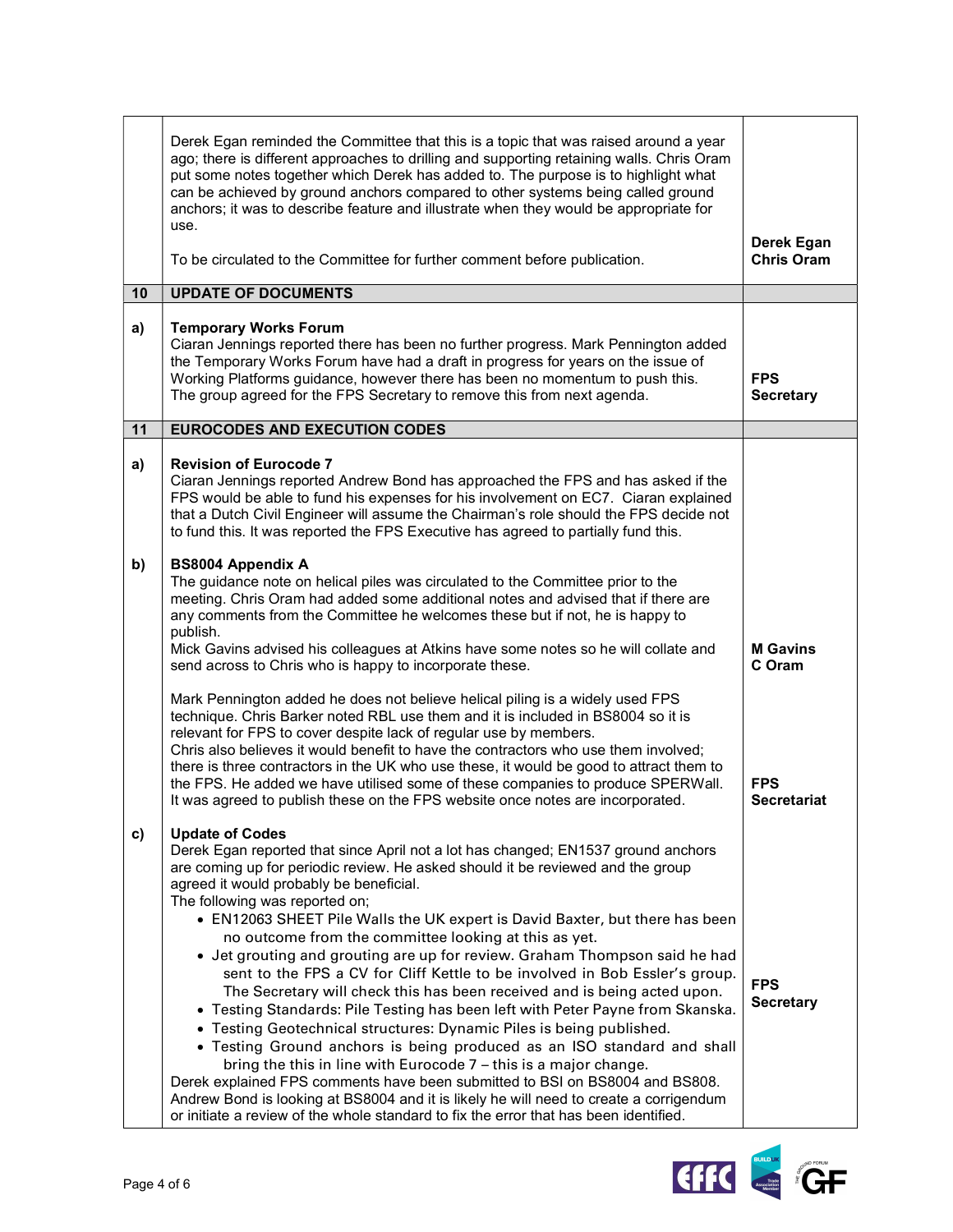| | | |
|---|---|---|
| | Derek Egan reminded the Committee that this is a topic that was raised around a year ago; there is different approaches to drilling and supporting retaining walls. Chris Oram put some notes together which Derek has added to. The purpose is to highlight what can be achieved by ground anchors compared to other systems being called ground anchors; it was to describe feature and illustrate when they would be appropriate for use.<br><br>To be circulated to the Committee for further comment before publication. | **Derek Egan**<br>**Chris Oram** |
| **10** | **UPDATE OF DOCUMENTS** | |
| **a)** | **Temporary Works Forum**<br>Ciaran Jennings reported there has been no further progress. Mark Pennington added the Temporary Works Forum have had a draft in progress for years on the issue of Working Platforms guidance, however there has been no momentum to push this. The group agreed for the FPS Secretary to remove this from next agenda. | **FPS Secretary** |
| **11** | **EUROCODES AND EXECUTION CODES** | |
| **a)** | **Revision of Eurocode 7**<br>Ciaran Jennings reported Andrew Bond has approached the FPS and has asked if the FPS would be able to fund his expenses for his involvement on EC7. Ciaran explained that a Dutch Civil Engineer will assume the Chairman's role should the FPS decide not to fund this. It was reported the FPS Executive has agreed to partially fund this. | |
| **b)** | **BS8004 Appendix A**<br>The guidance note on helical piles was circulated to the Committee prior to the meeting. Chris Oram had added some additional notes and advised that if there are any comments from the Committee he welcomes these but if not, he is happy to publish.<br>Mick Gavins advised his colleagues at Atkins have some notes so he will collate and send across to Chris who is happy to incorporate these. | **M Gavins**<br>**C Oram** |
| | Mark Pennington added he does not believe helical piling is a widely used FPS technique. Chris Barker noted RBL use them and it is included in BS8004 so it is relevant for FPS to cover despite lack of regular use by members.<br>Chris also believes it would benefit to have the contractors who use them involved; there is three contractors in the UK who use these, it would be good to attract them to the FPS. He added we have utilised some of these companies to produce SPERWall. It was agreed to publish these on the FPS website once notes are incorporated. | **FPS Secretariat** |
| **c)** | **Update of Codes**<br>Derek Egan reported that since April not a lot has changed; EN1537 ground anchors are coming up for periodic review. He asked should it be reviewed and the group agreed it would probably be beneficial.<br>The following was reported on;<br>• EN12063 SHEET Pile Walls the UK expert is David Baxter, but there has been no outcome from the committee looking at this as yet.<br>• Jet grouting and grouting are up for review. Graham Thompson said he had sent to the FPS a CV for Cliff Kettle to be involved in Bob Essler's group. The Secretary will check this has been received and is being acted upon.<br>• Testing Standards: Pile Testing has been left with Peter Payne from Skanska.<br>• Testing Geotechnical structures: Dynamic Piles is being published.<br>• Testing Ground anchors is being produced as an ISO standard and shall bring the this in line with Eurocode 7 – this is a major change.<br>Derek explained FPS comments have been submitted to BSI on BS8004 and BS808. Andrew Bond is looking at BS8004 and it is likely he will need to create a corrigendum or initiate a review of the whole standard to fix the error that has been identified. | **FPS Secretary** |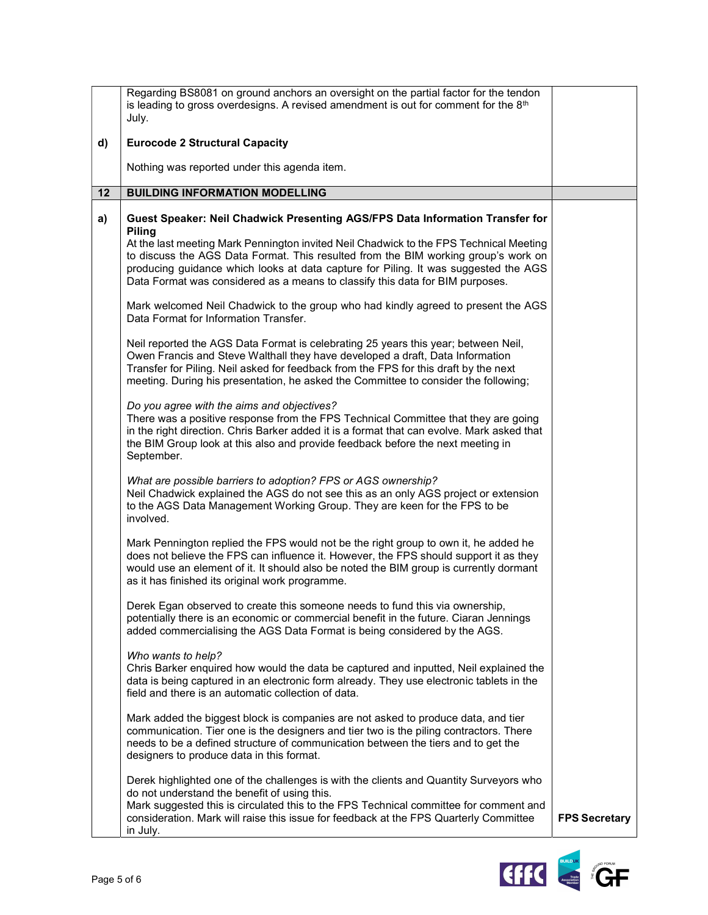| | | |
|---|---|---|
| | Regarding BS8081 on ground anchors an oversight on the partial factor for the tendon is leading to gross overdesigns. A revised amendment is out for comment for the 8th July. | |
| d) | **Eurocode 2 Structural Capacity**<br><br>Nothing was reported under this agenda item. | |
| **12** | **BUILDING INFORMATION MODELLING** | |
| a) | **Guest Speaker: Neil Chadwick Presenting AGS/FPS Data Information Transfer for Piling**<br>At the last meeting Mark Pennington invited Neil Chadwick to the FPS Technical Meeting to discuss the AGS Data Format. This resulted from the BIM working group's work on producing guidance which looks at data capture for Piling. It was suggested the AGS Data Format was considered as a means to classify this data for BIM purposes.<br><br>Mark welcomed Neil Chadwick to the group who had kindly agreed to present the AGS Data Format for Information Transfer.<br><br>Neil reported the AGS Data Format is celebrating 25 years this year; between Neil, Owen Francis and Steve Walthall they have developed a draft, Data Information Transfer for Piling. Neil asked for feedback from the FPS for this draft by the next meeting. During his presentation, he asked the Committee to consider the following;<br><br>*Do you agree with the aims and objectives?*<br>There was a positive response from the FPS Technical Committee that they are going in the right direction. Chris Barker added it is a format that can evolve. Mark asked that the BIM Group look at this also and provide feedback before the next meeting in September.<br><br>*What are possible barriers to adoption? FPS or AGS ownership?*<br>Neil Chadwick explained the AGS do not see this as an only AGS project or extension to the AGS Data Management Working Group. They are keen for the FPS to be involved.<br><br>Mark Pennington replied the FPS would not be the right group to own it, he added he does not believe the FPS can influence it. However, the FPS should support it as they would use an element of it. It should also be noted the BIM group is currently dormant as it has finished its original work programme.<br><br>Derek Egan observed to create this someone needs to fund this via ownership, potentially there is an economic or commercial benefit in the future. Ciaran Jennings added commercialising the AGS Data Format is being considered by the AGS.<br><br>*Who wants to help?*<br>Chris Barker enquired how would the data be captured and inputted, Neil explained the data is being captured in an electronic form already. They use electronic tablets in the field and there is an automatic collection of data.<br><br>Mark added the biggest block is companies are not asked to produce data, and tier communication. Tier one is the designers and tier two is the piling contractors. There needs to be a defined structure of communication between the tiers and to get the designers to produce data in this format.<br><br>Derek highlighted one of the challenges is with the clients and Quantity Surveyors who do not understand the benefit of using this.<br>Mark suggested this is circulated this to the FPS Technical committee for comment and consideration. Mark will raise this issue for feedback at the FPS Quarterly Committee in July. | **FPS Secretary** |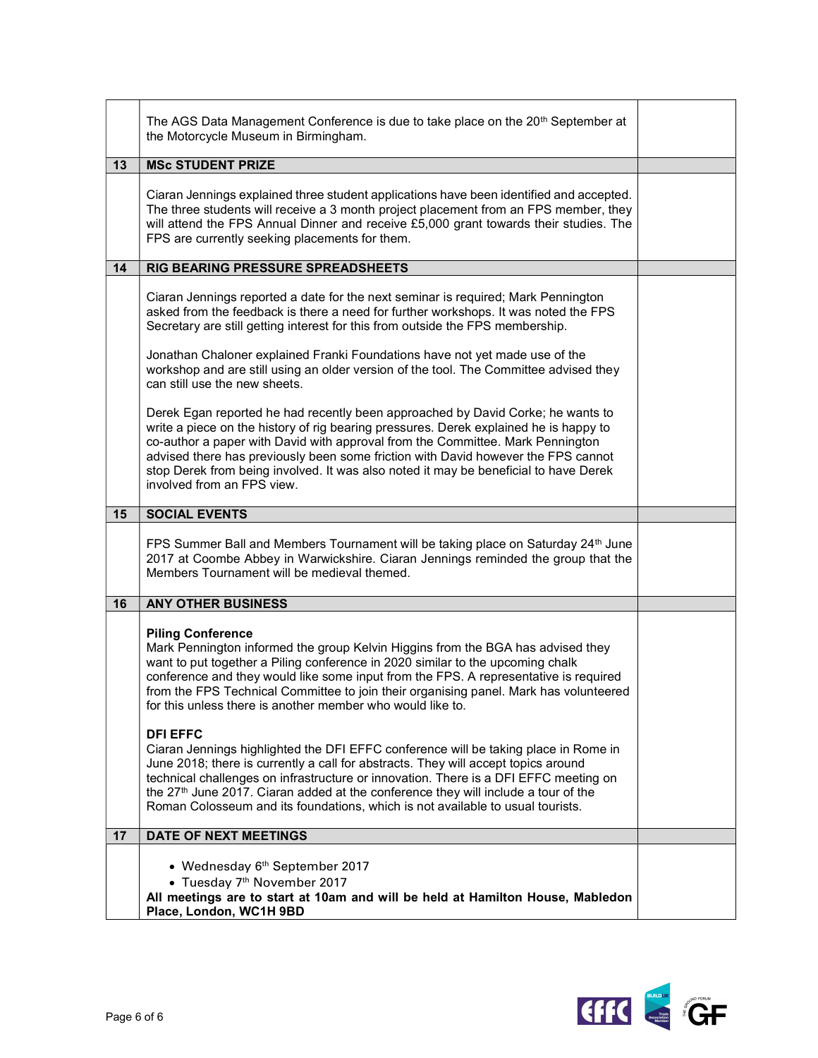| | | |
|---|---|---|
| | The AGS Data Management Conference is due to take place on the 20th September at the Motorcycle Museum in Birmingham. | |
| **13** | **MSc STUDENT PRIZE** | |
| | Ciaran Jennings explained three student applications have been identified and accepted. The three students will receive a 3 month project placement from an FPS member, they will attend the FPS Annual Dinner and receive £5,000 grant towards their studies. The FPS are currently seeking placements for them. | |
| **14** | **RIG BEARING PRESSURE SPREADSHEETS** | |
| | Ciaran Jennings reported a date for the next seminar is required; Mark Pennington asked from the feedback is there a need for further workshops. It was noted the FPS Secretary are still getting interest for this from outside the FPS membership.<br><br>Jonathan Chaloner explained Franki Foundations have not yet made use of the workshop and are still using an older version of the tool. The Committee advised they can still use the new sheets.<br><br>Derek Egan reported he had recently been approached by David Corke; he wants to write a piece on the history of rig bearing pressures. Derek explained he is happy to co-author a paper with David with approval from the Committee. Mark Pennington advised there has previously been some friction with David however the FPS cannot stop Derek from being involved. It was also noted it may be beneficial to have Derek involved from an FPS view. | |
| **15** | **SOCIAL EVENTS** | |
| | FPS Summer Ball and Members Tournament will be taking place on Saturday 24th June 2017 at Coombe Abbey in Warwickshire. Ciaran Jennings reminded the group that the Members Tournament will be medieval themed. | |
| **16** | **ANY OTHER BUSINESS** | |
| | **Piling Conference**<br>Mark Pennington informed the group Kelvin Higgins from the BGA has advised they want to put together a Piling conference in 2020 similar to the upcoming chalk conference and they would like some input from the FPS. A representative is required from the FPS Technical Committee to join their organising panel. Mark has volunteered for this unless there is another member who would like to.<br><br>**DFI EFFC**<br>Ciaran Jennings highlighted the DFI EFFC conference will be taking place in Rome in June 2018; there is currently a call for abstracts. They will accept topics around technical challenges on infrastructure or innovation. There is a DFI EFFC meeting on the 27th June 2017. Ciaran added at the conference they will include a tour of the Roman Colosseum and its foundations, which is not available to usual tourists. | |
| **17** | **DATE OF NEXT MEETINGS** | |
| | • Wednesday 6th September 2017<br>• Tuesday 7th November 2017<br>**All meetings are to start at 10am and will be held at Hamilton House, Mabledon Place, London, WC1H 9BD** | |